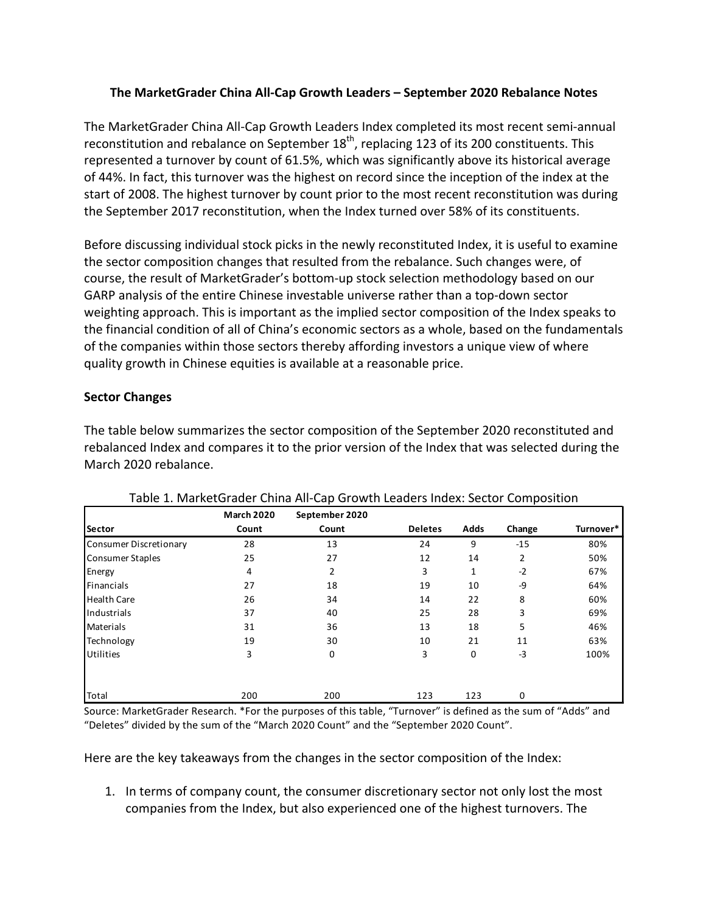# The MarketGrader China All-Cap Growth Leaders – September 2020 Rebalance Notes

The MarketGrader China All-Cap Growth Leaders Index completed its most recent semi-annual reconstitution and rebalance on September 18th, replacing 123 of its 200 constituents. This represented a turnover by count of 61.5%, which was significantly above its historical average of 44%. In fact, this turnover was the highest on record since the inception of the index at the start of 2008. The highest turnover by count prior to the most recent reconstitution was during the September 2017 reconstitution, when the Index turned over 58% of its constituents.

Before discussing individual stock picks in the newly reconstituted Index, it is useful to examine the sector composition changes that resulted from the rebalance. Such changes were, of course, the result of MarketGrader's bottom-up stock selection methodology based on our GARP analysis of the entire Chinese investable universe rather than a top-down sector weighting approach. This is important as the implied sector composition of the Index speaks to the financial condition of all of China's economic sectors as a whole, based on the fundamentals of the companies within those sectors thereby affording investors a unique view of where quality growth in Chinese equities is available at a reasonable price.

## Sector Changes

The table below summarizes the sector composition of the September 2020 reconstituted and rebalanced Index and compares it to the prior version of the Index that was selected during the March 2020 rebalance.

Table 1. MarketGrader China All-Cap Growth Leaders Index: Sector Composition

| Sector | March 2020 Count | September 2020 Count | Deletes | Adds | Change | Turnover* |
|---|---|---|---|---|---|---|
| Consumer Discretionary | 28 | 13 | 24 | 9 | -15 | 80% |
| Consumer Staples | 25 | 27 | 12 | 14 | 2 | 50% |
| Energy | 4 | 2 | 3 | 1 | -2 | 67% |
| Financials | 27 | 18 | 19 | 10 | -9 | 64% |
| Health Care | 26 | 34 | 14 | 22 | 8 | 60% |
| Industrials | 37 | 40 | 25 | 28 | 3 | 69% |
| Materials | 31 | 36 | 13 | 18 | 5 | 46% |
| Technology | 19 | 30 | 10 | 21 | 11 | 63% |
| Utilities | 3 | 0 | 3 | 0 | -3 | 100% |
| Total | 200 | 200 | 123 | 123 | 0 | |

Source: MarketGrader Research. *For the purposes of this table, "Turnover" is defined as the sum of "Adds" and "Deletes" divided by the sum of the "March 2020 Count" and the "September 2020 Count".

Here are the key takeaways from the changes in the sector composition of the Index:

1. In terms of company count, the consumer discretionary sector not only lost the most companies from the Index, but also experienced one of the highest turnovers. The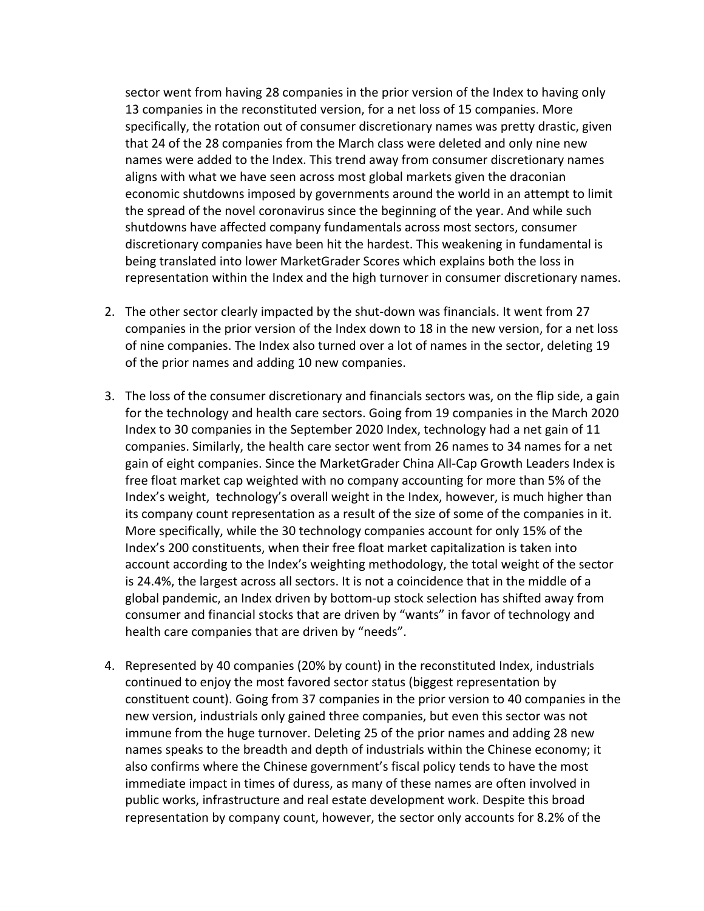sector went from having 28 companies in the prior version of the Index to having only 13 companies in the reconstituted version, for a net loss of 15 companies. More specifically, the rotation out of consumer discretionary names was pretty drastic, given that 24 of the 28 companies from the March class were deleted and only nine new names were added to the Index. This trend away from consumer discretionary names aligns with what we have seen across most global markets given the draconian economic shutdowns imposed by governments around the world in an attempt to limit the spread of the novel coronavirus since the beginning of the year. And while such shutdowns have affected company fundamentals across most sectors, consumer discretionary companies have been hit the hardest. This weakening in fundamental is being translated into lower MarketGrader Scores which explains both the loss in representation within the Index and the high turnover in consumer discretionary names.

2. The other sector clearly impacted by the shut-down was financials. It went from 27 companies in the prior version of the Index down to 18 in the new version, for a net loss of nine companies. The Index also turned over a lot of names in the sector, deleting 19 of the prior names and adding 10 new companies.

3. The loss of the consumer discretionary and financials sectors was, on the flip side, a gain for the technology and health care sectors. Going from 19 companies in the March 2020 Index to 30 companies in the September 2020 Index, technology had a net gain of 11 companies. Similarly, the health care sector went from 26 names to 34 names for a net gain of eight companies. Since the MarketGrader China All-Cap Growth Leaders Index is free float market cap weighted with no company accounting for more than 5% of the Index's weight, technology's overall weight in the Index, however, is much higher than its company count representation as a result of the size of some of the companies in it. More specifically, while the 30 technology companies account for only 15% of the Index's 200 constituents, when their free float market capitalization is taken into account according to the Index's weighting methodology, the total weight of the sector is 24.4%, the largest across all sectors. It is not a coincidence that in the middle of a global pandemic, an Index driven by bottom-up stock selection has shifted away from consumer and financial stocks that are driven by "wants" in favor of technology and health care companies that are driven by "needs".

4. Represented by 40 companies (20% by count) in the reconstituted Index, industrials continued to enjoy the most favored sector status (biggest representation by constituent count). Going from 37 companies in the prior version to 40 companies in the new version, industrials only gained three companies, but even this sector was not immune from the huge turnover. Deleting 25 of the prior names and adding 28 new names speaks to the breadth and depth of industrials within the Chinese economy; it also confirms where the Chinese government's fiscal policy tends to have the most immediate impact in times of duress, as many of these names are often involved in public works, infrastructure and real estate development work. Despite this broad representation by company count, however, the sector only accounts for 8.2% of the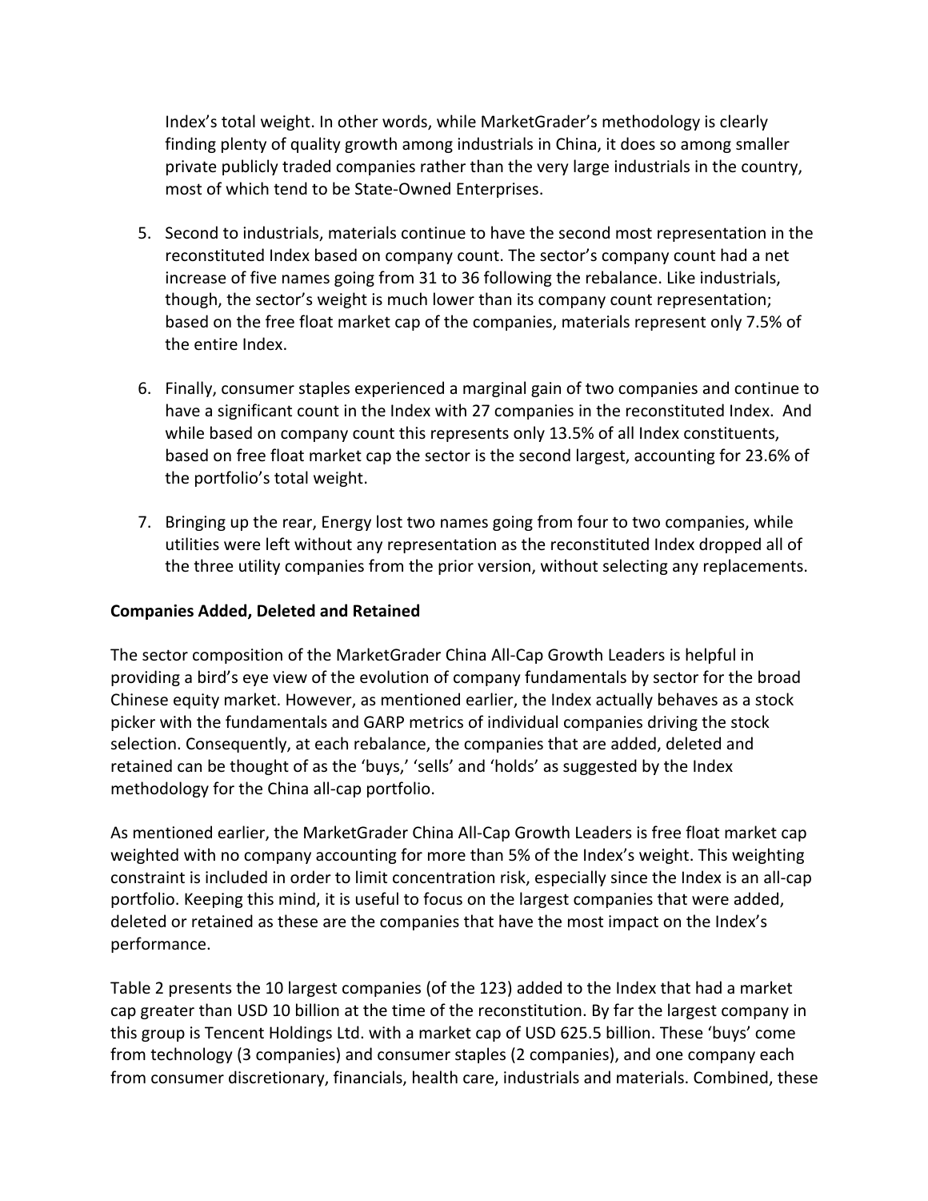Index's total weight. In other words, while MarketGrader's methodology is clearly finding plenty of quality growth among industrials in China, it does so among smaller private publicly traded companies rather than the very large industrials in the country, most of which tend to be State-Owned Enterprises.

5. Second to industrials, materials continue to have the second most representation in the reconstituted Index based on company count. The sector's company count had a net increase of five names going from 31 to 36 following the rebalance. Like industrials, though, the sector's weight is much lower than its company count representation; based on the free float market cap of the companies, materials represent only 7.5% of the entire Index.

6. Finally, consumer staples experienced a marginal gain of two companies and continue to have a significant count in the Index with 27 companies in the reconstituted Index. And while based on company count this represents only 13.5% of all Index constituents, based on free float market cap the sector is the second largest, accounting for 23.6% of the portfolio's total weight.

7. Bringing up the rear, Energy lost two names going from four to two companies, while utilities were left without any representation as the reconstituted Index dropped all of the three utility companies from the prior version, without selecting any replacements.

**Companies Added, Deleted and Retained**

The sector composition of the MarketGrader China All-Cap Growth Leaders is helpful in providing a bird's eye view of the evolution of company fundamentals by sector for the broad Chinese equity market. However, as mentioned earlier, the Index actually behaves as a stock picker with the fundamentals and GARP metrics of individual companies driving the stock selection. Consequently, at each rebalance, the companies that are added, deleted and retained can be thought of as the 'buys,' 'sells' and 'holds' as suggested by the Index methodology for the China all-cap portfolio.

As mentioned earlier, the MarketGrader China All-Cap Growth Leaders is free float market cap weighted with no company accounting for more than 5% of the Index's weight. This weighting constraint is included in order to limit concentration risk, especially since the Index is an all-cap portfolio. Keeping this mind, it is useful to focus on the largest companies that were added, deleted or retained as these are the companies that have the most impact on the Index's performance.

Table 2 presents the 10 largest companies (of the 123) added to the Index that had a market cap greater than USD 10 billion at the time of the reconstitution. By far the largest company in this group is Tencent Holdings Ltd. with a market cap of USD 625.5 billion. These 'buys' come from technology (3 companies) and consumer staples (2 companies), and one company each from consumer discretionary, financials, health care, industrials and materials. Combined, these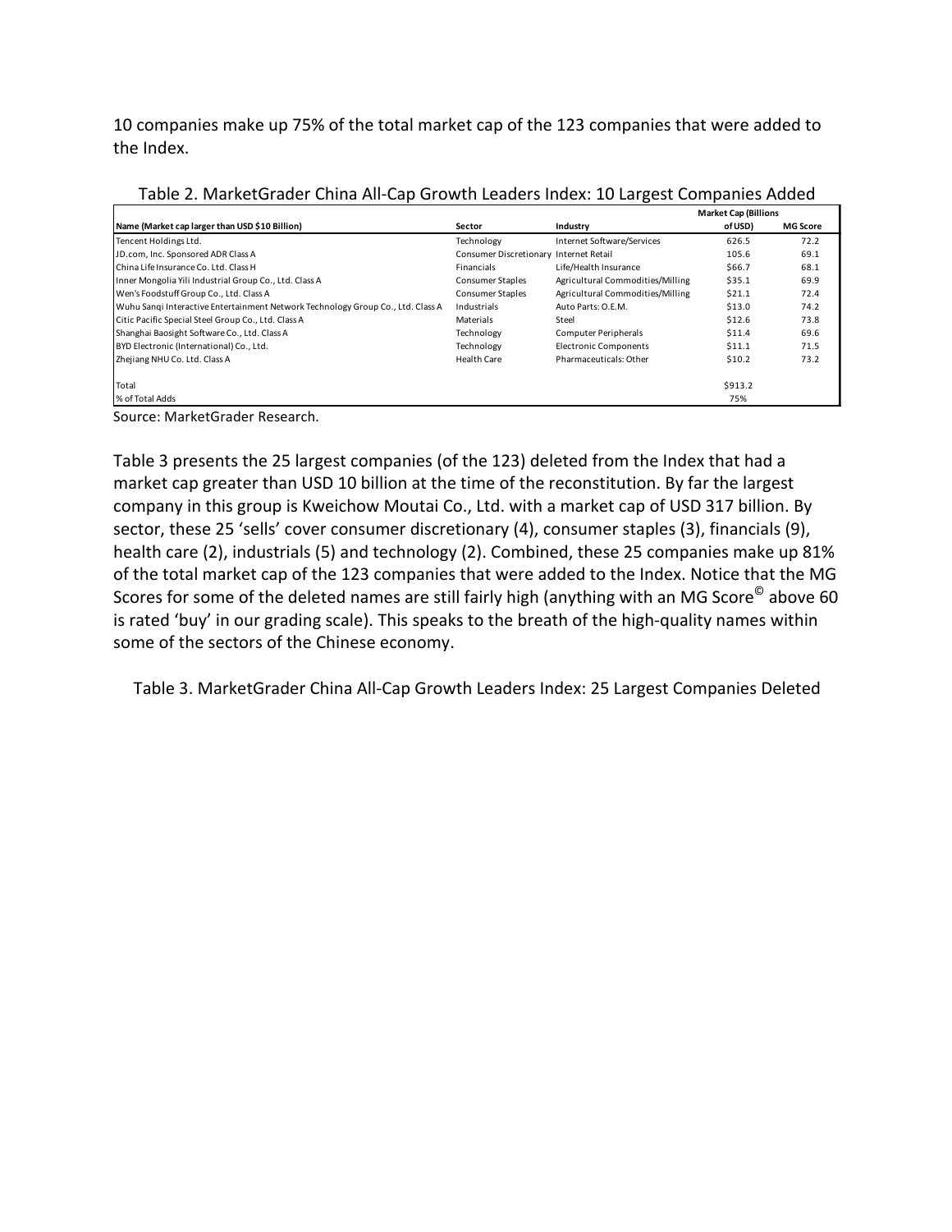10 companies make up 75% of the total market cap of the 123 companies that were added to the Index.

Table 2. MarketGrader China All-Cap Growth Leaders Index: 10 Largest Companies Added

| Name (Market cap larger than USD $10 Billion) | Sector | Industry | Market Cap (Billions of USD) | MG Score |
|---|---|---|---|---|
| Tencent Holdings Ltd. | Technology | Internet Software/Services | 626.5 | 72.2 |
| JD.com, Inc. Sponsored ADR Class A | Consumer Discretionary | Internet Retail | 105.6 | 69.1 |
| China Life Insurance Co. Ltd. Class H | Financials | Life/Health Insurance | $66.7 | 68.1 |
| Inner Mongolia Yili Industrial Group Co., Ltd. Class A | Consumer Staples | Agricultural Commodities/Milling | $35.1 | 69.9 |
| Wen's Foodstuff Group Co., Ltd. Class A | Consumer Staples | Agricultural Commodities/Milling | $21.1 | 72.4 |
| Wuhu Sanqi Interactive Entertainment Network Technology Group Co., Ltd. Class A | Industrials | Auto Parts: O.E.M. | $13.0 | 74.2 |
| Citic Pacific Special Steel Group Co., Ltd. Class A | Materials | Steel | $12.6 | 73.8 |
| Shanghai Baosight Software Co., Ltd. Class A | Technology | Computer Peripherals | $11.4 | 69.6 |
| BYD Electronic (International) Co., Ltd. | Technology | Electronic Components | $11.1 | 71.5 |
| Zhejiang NHU Co. Ltd. Class A | Health Care | Pharmaceuticals: Other | $10.2 | 73.2 |
| | | | | |
| Total | | | $913.2 | |
| % of Total Adds | | | 75% | |

Source: MarketGrader Research.

Table 3 presents the 25 largest companies (of the 123) deleted from the Index that had a market cap greater than USD 10 billion at the time of the reconstitution. By far the largest company in this group is Kweichow Moutai Co., Ltd. with a market cap of USD 317 billion. By sector, these 25 'sells' cover consumer discretionary (4), consumer staples (3), financials (9), health care (2), industrials (5) and technology (2). Combined, these 25 companies make up 81% of the total market cap of the 123 companies that were added to the Index. Notice that the MG Scores for some of the deleted names are still fairly high (anything with an MG Score© above 60 is rated 'buy' in our grading scale). This speaks to the breath of the high-quality names within some of the sectors of the Chinese economy.

Table 3. MarketGrader China All-Cap Growth Leaders Index: 25 Largest Companies Deleted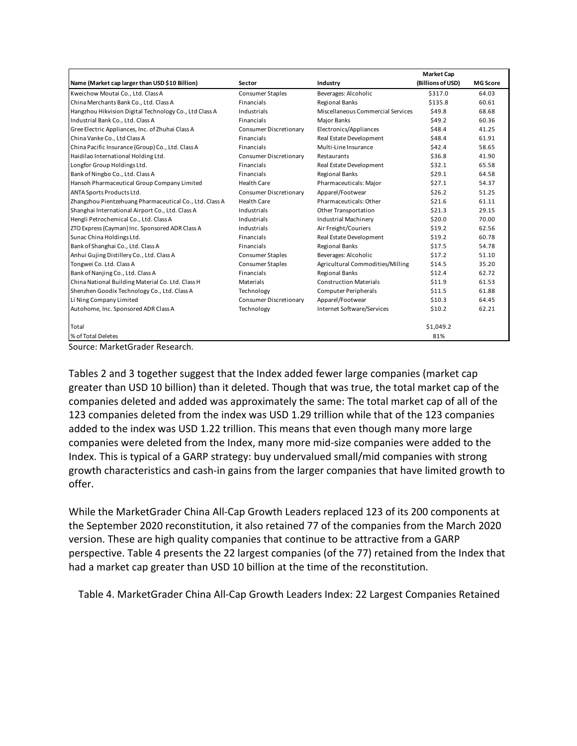| Name (Market cap larger than USD $10 Billion) | Sector | Industry | Market Cap (Billions of USD) | MG Score |
|---|---|---|---|---|
| Kweichow Moutai Co., Ltd. Class A | Consumer Staples | Beverages: Alcoholic | $317.0 | 64.03 |
| China Merchants Bank Co., Ltd. Class A | Financials | Regional Banks | $135.8 | 60.61 |
| Hangzhou Hikvision Digital Technology Co., Ltd Class A | Industrials | Miscellaneous Commercial Services | $49.8 | 68.68 |
| Industrial Bank Co., Ltd. Class A | Financials | Major Banks | $49.2 | 60.36 |
| Gree Electric Appliances, Inc. of Zhuhai Class A | Consumer Discretionary | Electronics/Appliances | $48.4 | 41.25 |
| China Vanke Co., Ltd Class A | Financials | Real Estate Development | $48.4 | 61.91 |
| China Pacific Insurance (Group) Co., Ltd. Class A | Financials | Multi-Line Insurance | $42.4 | 58.65 |
| Haidilao International Holding Ltd. | Consumer Discretionary | Restaurants | $36.8 | 41.90 |
| Longfor Group Holdings Ltd. | Financials | Real Estate Development | $32.1 | 65.58 |
| Bank of Ningbo Co., Ltd. Class A | Financials | Regional Banks | $29.1 | 64.58 |
| Hansoh Pharmaceutical Group Company Limited | Health Care | Pharmaceuticals: Major | $27.1 | 54.37 |
| ANTA Sports Products Ltd. | Consumer Discretionary | Apparel/Footwear | $26.2 | 51.25 |
| Zhangzhou Pientzehuang Pharmaceutical Co., Ltd. Class A | Health Care | Pharmaceuticals: Other | $21.6 | 61.11 |
| Shanghai International Airport Co., Ltd. Class A | Industrials | Other Transportation | $21.3 | 29.15 |
| Hengli Petrochemical Co., Ltd. Class A | Industrials | Industrial Machinery | $20.0 | 70.00 |
| ZTO Express (Cayman) Inc. Sponsored ADR Class A | Industrials | Air Freight/Couriers | $19.2 | 62.56 |
| Sunac China Holdings Ltd. | Financials | Real Estate Development | $19.2 | 60.78 |
| Bank of Shanghai Co., Ltd. Class A | Financials | Regional Banks | $17.5 | 54.78 |
| Anhui Gujing Distillery Co., Ltd. Class A | Consumer Staples | Beverages: Alcoholic | $17.2 | 51.10 |
| Tongwei Co. Ltd. Class A | Consumer Staples | Agricultural Commodities/Milling | $14.5 | 35.20 |
| Bank of Nanjing Co., Ltd. Class A | Financials | Regional Banks | $12.4 | 62.72 |
| China National Building Material Co. Ltd. Class H | Materials | Construction Materials | $11.9 | 61.53 |
| Shenzhen Goodix Technology Co., Ltd. Class A | Technology | Computer Peripherals | $11.5 | 61.88 |
| Li Ning Company Limited | Consumer Discretionary | Apparel/Footwear | $10.3 | 64.45 |
| Autohome, Inc. Sponsored ADR Class A | Technology | Internet Software/Services | $10.2 | 62.21 |
| | | | | |
| Total | | | $1,049.2 | |
| % of Total Deletes | | | 81% | |

Source: MarketGrader Research.

Tables 2 and 3 together suggest that the Index added fewer large companies (market cap greater than USD 10 billion) than it deleted. Though that was true, the total market cap of the companies deleted and added was approximately the same: The total market cap of all of the 123 companies deleted from the index was USD 1.29 trillion while that of the 123 companies added to the index was USD 1.22 trillion. This means that even though many more large companies were deleted from the Index, many more mid-size companies were added to the Index. This is typical of a GARP strategy: buy undervalued small/mid companies with strong growth characteristics and cash-in gains from the larger companies that have limited growth to offer.

While the MarketGrader China All-Cap Growth Leaders replaced 123 of its 200 components at the September 2020 reconstitution, it also retained 77 of the companies from the March 2020 version. These are high quality companies that continue to be attractive from a GARP perspective. Table 4 presents the 22 largest companies (of the 77) retained from the Index that had a market cap greater than USD 10 billion at the time of the reconstitution.

Table 4. MarketGrader China All-Cap Growth Leaders Index: 22 Largest Companies Retained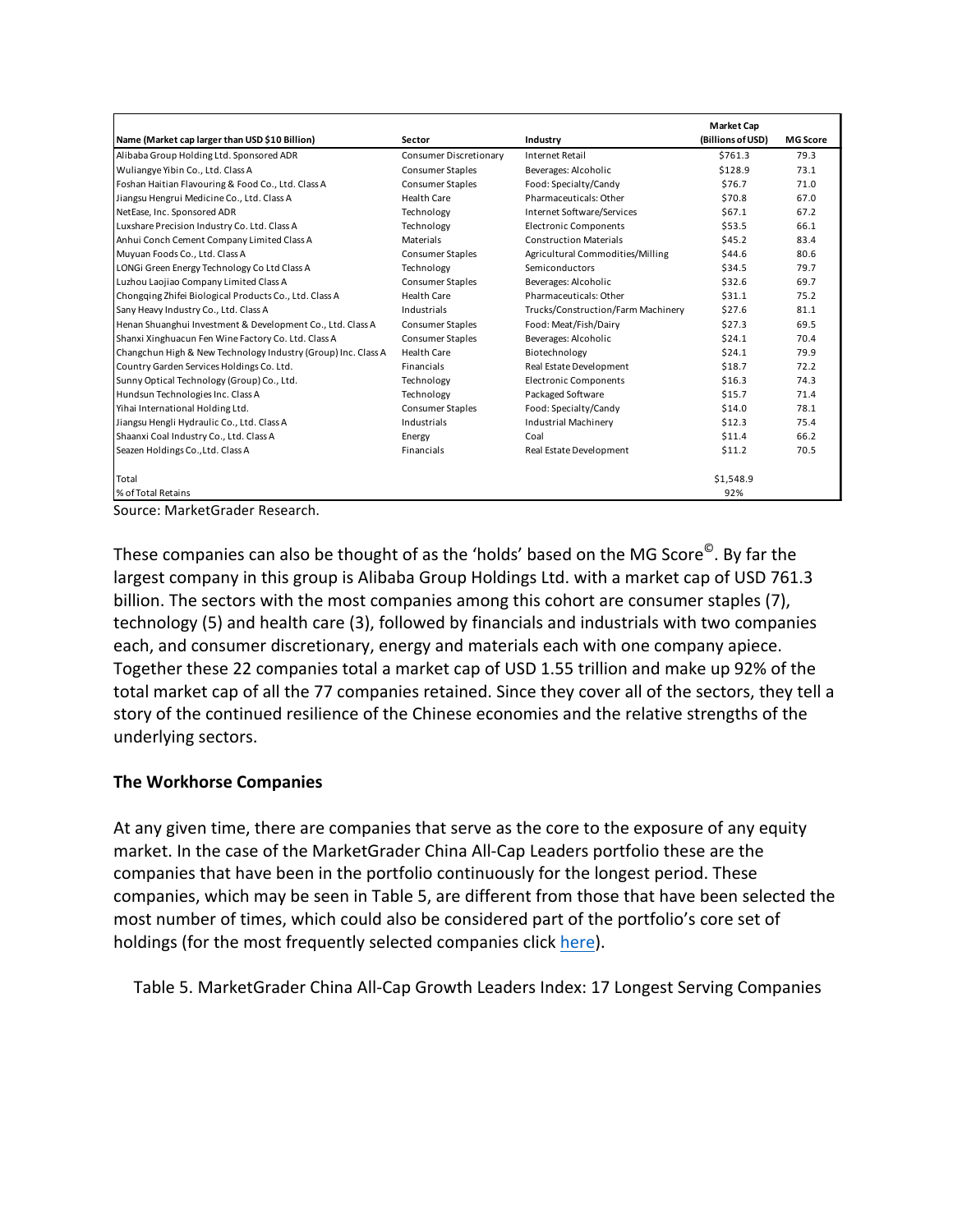| Name (Market cap larger than USD $10 Billion) | Sector | Industry | Market Cap (Billions of USD) | MG Score |
|---|---|---|---|---|
| Alibaba Group Holding Ltd. Sponsored ADR | Consumer Discretionary | Internet Retail | $761.3 | 79.3 |
| Wuliangye Yibin Co., Ltd. Class A | Consumer Staples | Beverages: Alcoholic | $128.9 | 73.1 |
| Foshan Haitian Flavouring & Food Co., Ltd. Class A | Consumer Staples | Food: Specialty/Candy | $76.7 | 71.0 |
| Jiangsu Hengrui Medicine Co., Ltd. Class A | Health Care | Pharmaceuticals: Other | $70.8 | 67.0 |
| NetEase, Inc. Sponsored ADR | Technology | Internet Software/Services | $67.1 | 67.2 |
| Luxshare Precision Industry Co. Ltd. Class A | Technology | Electronic Components | $53.5 | 66.1 |
| Anhui Conch Cement Company Limited Class A | Materials | Construction Materials | $45.2 | 83.4 |
| Muyuan Foods Co., Ltd. Class A | Consumer Staples | Agricultural Commodities/Milling | $44.6 | 80.6 |
| LONGi Green Energy Technology Co Ltd Class A | Technology | Semiconductors | $34.5 | 79.7 |
| Luzhou Laojiao Company Limited Class A | Consumer Staples | Beverages: Alcoholic | $32.6 | 69.7 |
| Chongqing Zhifei Biological Products Co., Ltd. Class A | Health Care | Pharmaceuticals: Other | $31.1 | 75.2 |
| Sany Heavy Industry Co., Ltd. Class A | Industrials | Trucks/Construction/Farm Machinery | $27.6 | 81.1 |
| Henan Shuanghui Investment & Development Co., Ltd. Class A | Consumer Staples | Food: Meat/Fish/Dairy | $27.3 | 69.5 |
| Shanxi Xinghuacun Fen Wine Factory Co. Ltd. Class A | Consumer Staples | Beverages: Alcoholic | $24.1 | 70.4 |
| Changchun High & New Technology Industry (Group) Inc. Class A | Health Care | Biotechnology | $24.1 | 79.9 |
| Country Garden Services Holdings Co. Ltd. | Financials | Real Estate Development | $18.7 | 72.2 |
| Sunny Optical Technology (Group) Co., Ltd. | Technology | Electronic Components | $16.3 | 74.3 |
| Hundsun Technologies Inc. Class A | Technology | Packaged Software | $15.7 | 71.4 |
| Yihai International Holding Ltd. | Consumer Staples | Food: Specialty/Candy | $14.0 | 78.1 |
| Jiangsu Hengli Hydraulic Co., Ltd. Class A | Industrials | Industrial Machinery | $12.3 | 75.4 |
| Shaanxi Coal Industry Co., Ltd. Class A | Energy | Coal | $11.4 | 66.2 |
| Seazen Holdings Co.,Ltd. Class A | Financials | Real Estate Development | $11.2 | 70.5 |
| | | | | |
| Total | | | $1,548.9 | |
| % of Total Retains | | | 92% | |

Source: MarketGrader Research.

These companies can also be thought of as the 'holds' based on the MG Score©. By far the largest company in this group is Alibaba Group Holdings Ltd. with a market cap of USD 761.3 billion. The sectors with the most companies among this cohort are consumer staples (7), technology (5) and health care (3), followed by financials and industrials with two companies each, and consumer discretionary, energy and materials each with one company apiece. Together these 22 companies total a market cap of USD 1.55 trillion and make up 92% of the total market cap of all the 77 companies retained. Since they cover all of the sectors, they tell a story of the continued resilience of the Chinese economies and the relative strengths of the underlying sectors.

**The Workhorse Companies**

At any given time, there are companies that serve as the core to the exposure of any equity market. In the case of the MarketGrader China All-Cap Leaders portfolio these are the companies that have been in the portfolio continuously for the longest period. These companies, which may be seen in Table 5, are different from those that have been selected the most number of times, which could also be considered part of the portfolio's core set of holdings (for the most frequently selected companies click here).

Table 5. MarketGrader China All-Cap Growth Leaders Index: 17 Longest Serving Companies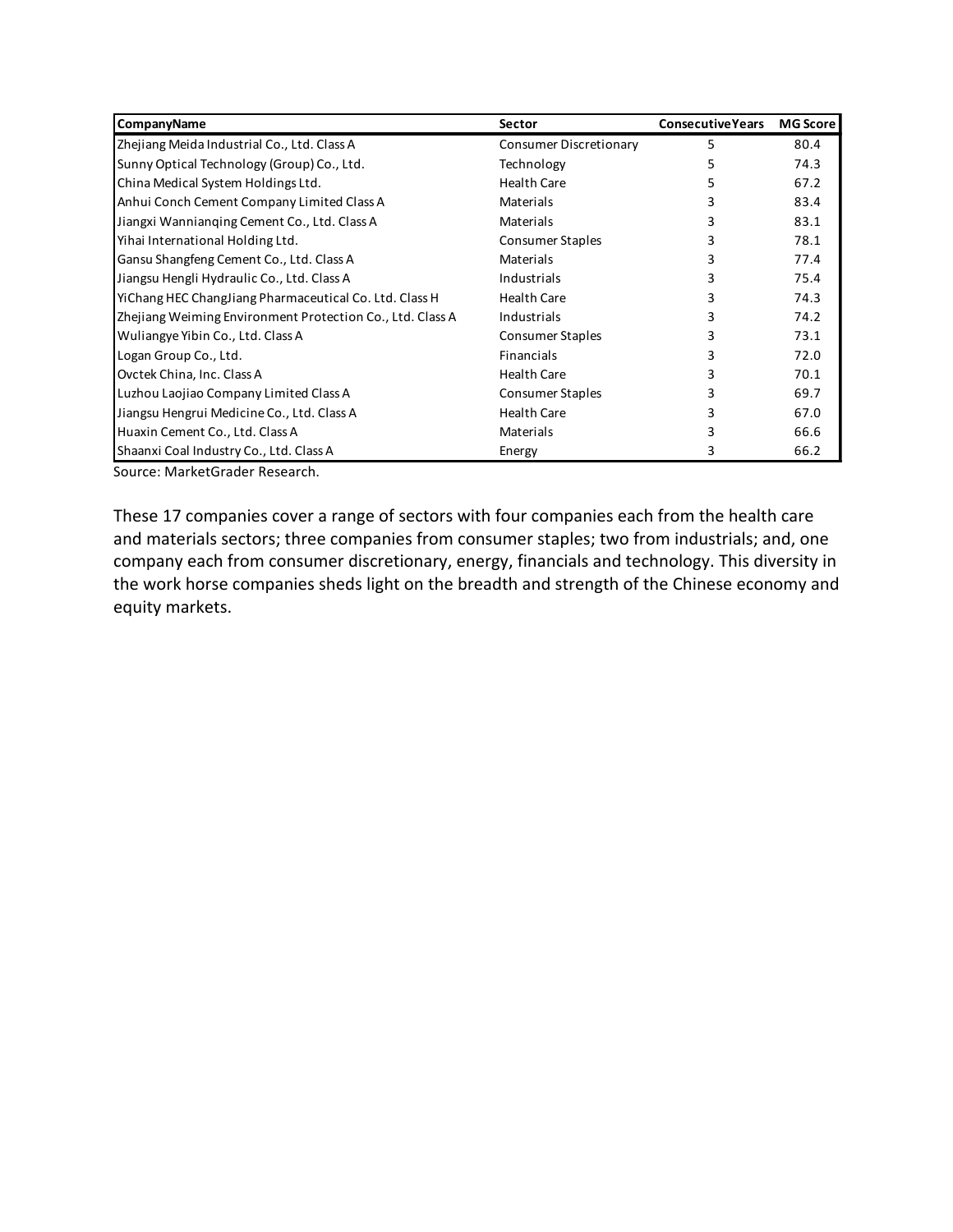| CompanyName | Sector | ConsecutiveYears | MG Score |
| --- | --- | --- | --- |
| Zhejiang Meida Industrial Co., Ltd. Class A | Consumer Discretionary | 5 | 80.4 |
| Sunny Optical Technology (Group) Co., Ltd. | Technology | 5 | 74.3 |
| China Medical System Holdings Ltd. | Health Care | 5 | 67.2 |
| Anhui Conch Cement Company Limited Class A | Materials | 3 | 83.4 |
| Jiangxi Wannianqing Cement Co., Ltd. Class A | Materials | 3 | 83.1 |
| Yihai International Holding Ltd. | Consumer Staples | 3 | 78.1 |
| Gansu Shangfeng Cement Co., Ltd. Class A | Materials | 3 | 77.4 |
| Jiangsu Hengli Hydraulic Co., Ltd. Class A | Industrials | 3 | 75.4 |
| YiChang HEC ChangJiang Pharmaceutical Co. Ltd. Class H | Health Care | 3 | 74.3 |
| Zhejiang Weiming Environment Protection Co., Ltd. Class A | Industrials | 3 | 74.2 |
| Wuliangye Yibin Co., Ltd. Class A | Consumer Staples | 3 | 73.1 |
| Logan Group Co., Ltd. | Financials | 3 | 72.0 |
| Ovctek China, Inc. Class A | Health Care | 3 | 70.1 |
| Luzhou Laojiao Company Limited Class A | Consumer Staples | 3 | 69.7 |
| Jiangsu Hengrui Medicine Co., Ltd. Class A | Health Care | 3 | 67.0 |
| Huaxin Cement Co., Ltd. Class A | Materials | 3 | 66.6 |
| Shaanxi Coal Industry Co., Ltd. Class A | Energy | 3 | 66.2 |

Source: MarketGrader Research.

These 17 companies cover a range of sectors with four companies each from the health care and materials sectors; three companies from consumer staples; two from industrials; and, one company each from consumer discretionary, energy, financials and technology. This diversity in the work horse companies sheds light on the breadth and strength of the Chinese economy and equity markets.